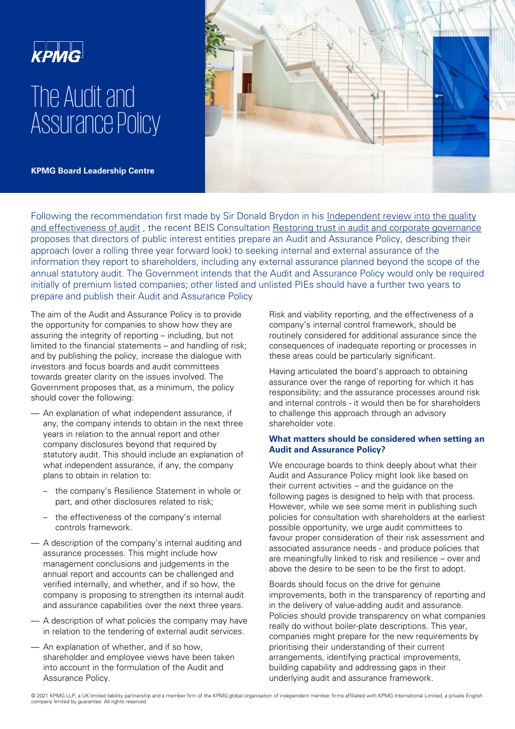KPMG

# The Audit and Assurance Policy

**KPMG Board Leadership Centre**

Following the recommendation first made by Sir Donald Brydon in his Independent review into the quality and effectiveness of audit , the recent BEIS Consultation Restoring trust in audit and corporate governance proposes that directors of public interest entities prepare an Audit and Assurance Policy, describing their approach (over a rolling three year forward look) to seeking internal and external assurance of the information they report to shareholders, including any external assurance planned beyond the scope of the annual statutory audit. The Government intends that the Audit and Assurance Policy would only be required initially of premium listed companies; other listed and unlisted PIEs should have a further two years to prepare and publish their Audit and Assurance Policy

The aim of the Audit and Assurance Policy is to provide the opportunity for companies to show how they are assuring the integrity of reporting – including, but not limited to the financial statements – and handling of risk; and by publishing the policy, increase the dialogue with investors and focus boards and audit committees towards greater clarity on the issues involved. The Government proposes that, as a minimum, the policy should cover the following:

- An explanation of what independent assurance, if any, the company intends to obtain in the next three years in relation to the annual report and other company disclosures beyond that required by statutory audit. This should include an explanation of what independent assurance, if any, the company plans to obtain in relation to:
  - the company's Resilience Statement in whole or part, and other disclosures related to risk;
  - the effectiveness of the company's internal controls framework.
- A description of the company's internal auditing and assurance processes. This might include how management conclusions and judgements in the annual report and accounts can be challenged and verified internally, and whether, and if so how, the company is proposing to strengthen its internal audit and assurance capabilities over the next three years.
- A description of what policies the company may have in relation to the tendering of external audit services.
- An explanation of whether, and if so how, shareholder and employee views have been taken into account in the formulation of the Audit and Assurance Policy.

Risk and viability reporting, and the effectiveness of a company's internal control framework, should be routinely considered for additional assurance since the consequences of inadequate reporting or processes in these areas could be particularly significant.

Having articulated the board's approach to obtaining assurance over the range of reporting for which it has responsibility; and the assurance processes around risk and internal controls - it would then be for shareholders to challenge this approach through an advisory shareholder vote.

### What matters should be considered when setting an Audit and Assurance Policy?

We encourage boards to think deeply about what their Audit and Assurance Policy might look like based on their current activities – and the guidance on the following pages is designed to help with that process. However, while we see some merit in publishing such policies for consultation with shareholders at the earliest possible opportunity, we urge audit committees to favour proper consideration of their risk assessment and associated assurance needs - and produce policies that are meaningfully linked to risk and resilience – over and above the desire to be seen to be the first to adopt.

Boards should focus on the drive for genuine improvements, both in the transparency of reporting and in the delivery of value-adding audit and assurance. Policies should provide transparency on what companies really do without boiler-plate descriptions. This year, companies might prepare for the new requirements by prioritising their understanding of their current arrangements, identifying practical improvements, building capability and addressing gaps in their underlying audit and assurance framework.

© 2021 KPMG LLP, a UK limited liability partnership and a member firm of the KPMG global organisation of independent member firms affiliated with KPMG International Limited, a private English company limited by guarantee. All rights reserved.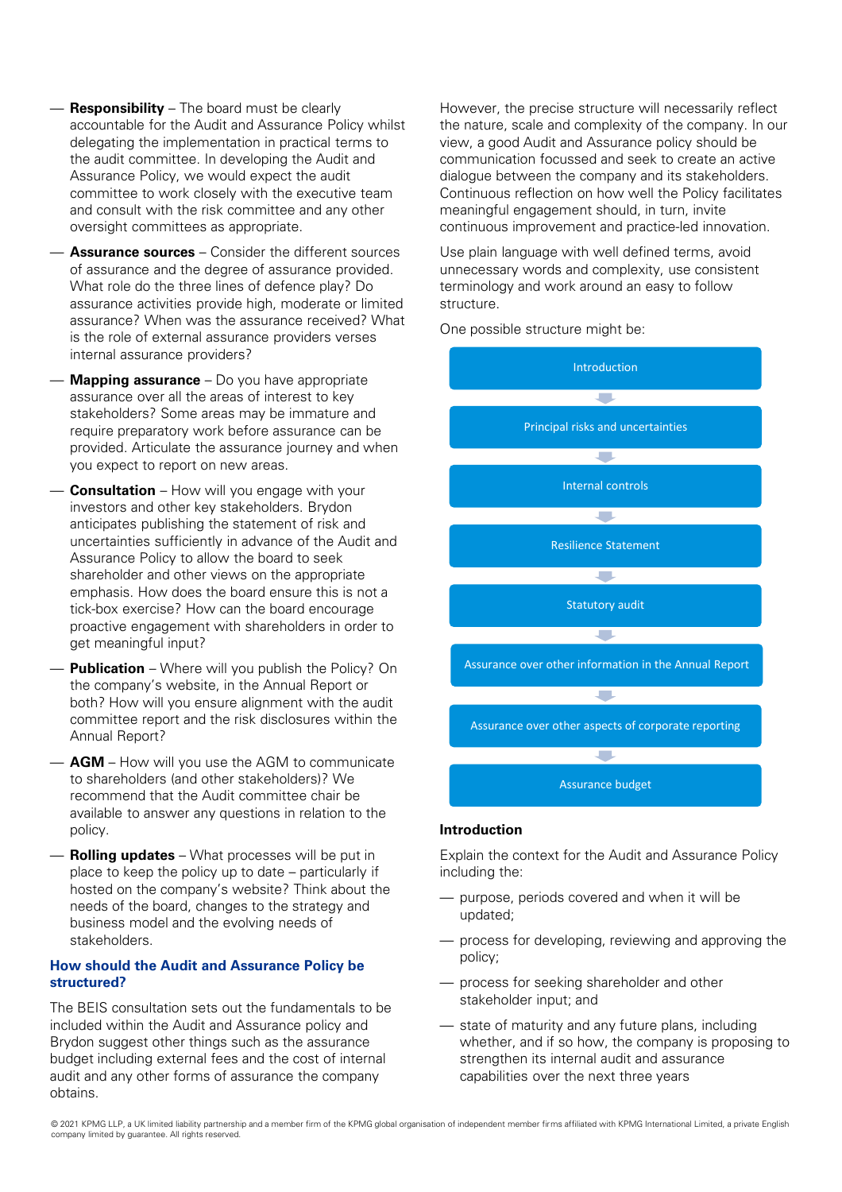- **Responsibility** – The board must be clearly accountable for the Audit and Assurance Policy whilst delegating the implementation in practical terms to the audit committee. In developing the Audit and Assurance Policy, we would expect the audit committee to work closely with the executive team and consult with the risk committee and any other oversight committees as appropriate.
- **Assurance sources** – Consider the different sources of assurance and the degree of assurance provided. What role do the three lines of defence play? Do assurance activities provide high, moderate or limited assurance? When was the assurance received? What is the role of external assurance providers verses internal assurance providers?
- **Mapping assurance** – Do you have appropriate assurance over all the areas of interest to key stakeholders? Some areas may be immature and require preparatory work before assurance can be provided. Articulate the assurance journey and when you expect to report on new areas.
- **Consultation** – How will you engage with your investors and other key stakeholders. Brydon anticipates publishing the statement of risk and uncertainties sufficiently in advance of the Audit and Assurance Policy to allow the board to seek shareholder and other views on the appropriate emphasis. How does the board ensure this is not a tick-box exercise? How can the board encourage proactive engagement with shareholders in order to get meaningful input?
- **Publication** – Where will you publish the Policy? On the company's website, in the Annual Report or both? How will you ensure alignment with the audit committee report and the risk disclosures within the Annual Report?
- **AGM** – How will you use the AGM to communicate to shareholders (and other stakeholders)? We recommend that the Audit committee chair be available to answer any questions in relation to the policy.
- **Rolling updates** – What processes will be put in place to keep the policy up to date – particularly if hosted on the company's website? Think about the needs of the board, changes to the strategy and business model and the evolving needs of stakeholders.

## How should the Audit and Assurance Policy be structured?

The BEIS consultation sets out the fundamentals to be included within the Audit and Assurance policy and Brydon suggest other things such as the assurance budget including external fees and the cost of internal audit and any other forms of assurance the company obtains.

However, the precise structure will necessarily reflect the nature, scale and complexity of the company. In our view, a good Audit and Assurance policy should be communication focussed and seek to create an active dialogue between the company and its stakeholders. Continuous reflection on how well the Policy facilitates meaningful engagement should, in turn, invite continuous improvement and practice-led innovation.

Use plain language with well defined terms, avoid unnecessary words and complexity, use consistent terminology and work around an easy to follow structure.

One possible structure might be:

1. Introduction
2. Principal risks and uncertainties
3. Internal controls
4. Resilience Statement
5. Statutory audit
6. Assurance over other information in the Annual Report
7. Assurance over other aspects of corporate reporting
8. Assurance budget

### Introduction

Explain the context for the Audit and Assurance Policy including the:

- purpose, periods covered and when it will be updated;
- process for developing, reviewing and approving the policy;
- process for seeking shareholder and other stakeholder input; and
- state of maturity and any future plans, including whether, and if so how, the company is proposing to strengthen its internal audit and assurance capabilities over the next three years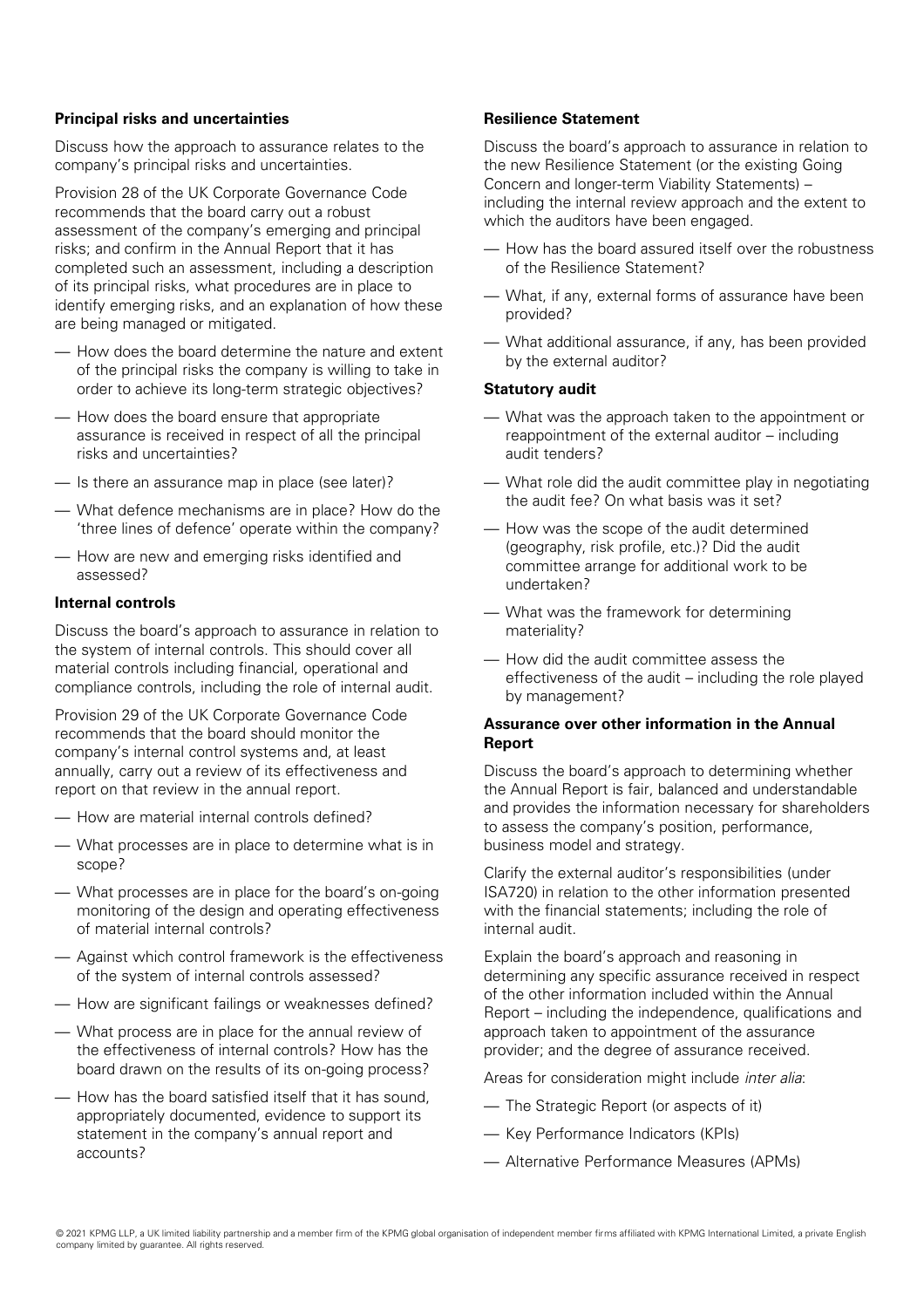### Principal risks and uncertainties

Discuss how the approach to assurance relates to the company's principal risks and uncertainties.

Provision 28 of the UK Corporate Governance Code recommends that the board carry out a robust assessment of the company's emerging and principal risks; and confirm in the Annual Report that it has completed such an assessment, including a description of its principal risks, what procedures are in place to identify emerging risks, and an explanation of how these are being managed or mitigated.

- How does the board determine the nature and extent of the principal risks the company is willing to take in order to achieve its long-term strategic objectives?
- How does the board ensure that appropriate assurance is received in respect of all the principal risks and uncertainties?
- Is there an assurance map in place (see later)?
- What defence mechanisms are in place? How do the 'three lines of defence' operate within the company?
- How are new and emerging risks identified and assessed?

### Internal controls

Discuss the board's approach to assurance in relation to the system of internal controls. This should cover all material controls including financial, operational and compliance controls, including the role of internal audit.

Provision 29 of the UK Corporate Governance Code recommends that the board should monitor the company's internal control systems and, at least annually, carry out a review of its effectiveness and report on that review in the annual report.

- How are material internal controls defined?
- What processes are in place to determine what is in scope?
- What processes are in place for the board's on-going monitoring of the design and operating effectiveness of material internal controls?
- Against which control framework is the effectiveness of the system of internal controls assessed?
- How are significant failings or weaknesses defined?
- What process are in place for the annual review of the effectiveness of internal controls? How has the board drawn on the results of its on-going process?
- How has the board satisfied itself that it has sound, appropriately documented, evidence to support its statement in the company's annual report and accounts?

### Resilience Statement

Discuss the board's approach to assurance in relation to the new Resilience Statement (or the existing Going Concern and longer-term Viability Statements) – including the internal review approach and the extent to which the auditors have been engaged.

- How has the board assured itself over the robustness of the Resilience Statement?
- What, if any, external forms of assurance have been provided?
- What additional assurance, if any, has been provided by the external auditor?

### Statutory audit

- What was the approach taken to the appointment or reappointment of the external auditor – including audit tenders?
- What role did the audit committee play in negotiating the audit fee? On what basis was it set?
- How was the scope of the audit determined (geography, risk profile, etc.)? Did the audit committee arrange for additional work to be undertaken?
- What was the framework for determining materiality?
- How did the audit committee assess the effectiveness of the audit – including the role played by management?

### Assurance over other information in the Annual Report

Discuss the board's approach to determining whether the Annual Report is fair, balanced and understandable and provides the information necessary for shareholders to assess the company's position, performance, business model and strategy.

Clarify the external auditor's responsibilities (under ISA720) in relation to the other information presented with the financial statements; including the role of internal audit.

Explain the board's approach and reasoning in determining any specific assurance received in respect of the other information included within the Annual Report – including the independence, qualifications and approach taken to appointment of the assurance provider; and the degree of assurance received.

Areas for consideration might include *inter alia*:

- The Strategic Report (or aspects of it)
- Key Performance Indicators (KPIs)
- Alternative Performance Measures (APMs)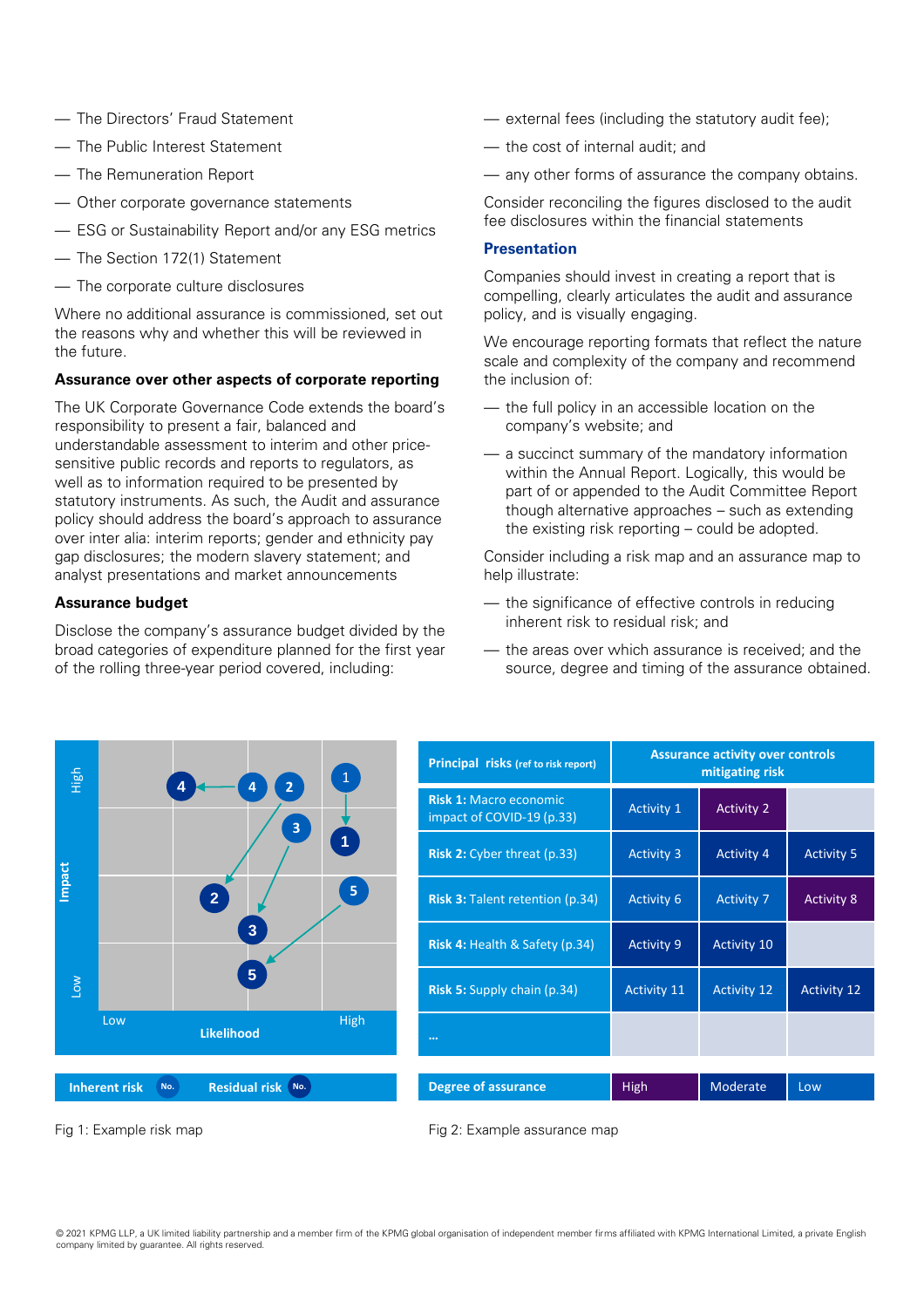- The Directors' Fraud Statement
- The Public Interest Statement
- The Remuneration Report
- Other corporate governance statements
- ESG or Sustainability Report and/or any ESG metrics
- The Section 172(1) Statement
- The corporate culture disclosures

Where no additional assurance is commissioned, set out the reasons why and whether this will be reviewed in the future.

**Assurance over other aspects of corporate reporting**

The UK Corporate Governance Code extends the board's responsibility to present a fair, balanced and understandable assessment to interim and other price-sensitive public records and reports to regulators, as well as to information required to be presented by statutory instruments. As such, the Audit and assurance policy should address the board's approach to assurance over inter alia: interim reports; gender and ethnicity pay gap disclosures; the modern slavery statement; and analyst presentations and market announcements

**Assurance budget**

Disclose the company's assurance budget divided by the broad categories of expenditure planned for the first year of the rolling three-year period covered, including:

- external fees (including the statutory audit fee);
- the cost of internal audit; and
- any other forms of assurance the company obtains.

Consider reconciling the figures disclosed to the audit fee disclosures within the financial statements

### Presentation

Companies should invest in creating a report that is compelling, clearly articulates the audit and assurance policy, and is visually engaging.

We encourage reporting formats that reflect the nature scale and complexity of the company and recommend the inclusion of:

- the full policy in an accessible location on the company's website; and
- a succinct summary of the mandatory information within the Annual Report. Logically, this would be part of or appended to the Audit Committee Report though alternative approaches – such as extending the existing risk reporting – could be adopted.

Consider including a risk map and an assurance map to help illustrate:

- the significance of effective controls in reducing inherent risk to residual risk; and
- the areas over which assurance is received; and the source, degree and timing of the assurance obtained.

Impact (Low – High) / Likelihood (Low – High)

Inherent risk (No.) Residual risk (No.)

Fig 1: Example risk map

| Principal risks (ref to risk report) | Assurance activity over controls mitigating risk | | |
|---|---|---|---|
| Risk 1: Macro economic impact of COVID-19 (p.33) | Activity 1 | Activity 2 | |
| Risk 2: Cyber threat (p.33) | Activity 3 | Activity 4 | Activity 5 |
| Risk 3: Talent retention (p.34) | Activity 6 | Activity 7 | Activity 8 |
| Risk 4: Health & Safety (p.34) | Activity 9 | Activity 10 | |
| Risk 5: Supply chain (p.34) | Activity 11 | Activity 12 | Activity 12 |
| ... | | | |
| Degree of assurance | High | Moderate | Low |

Fig 2: Example assurance map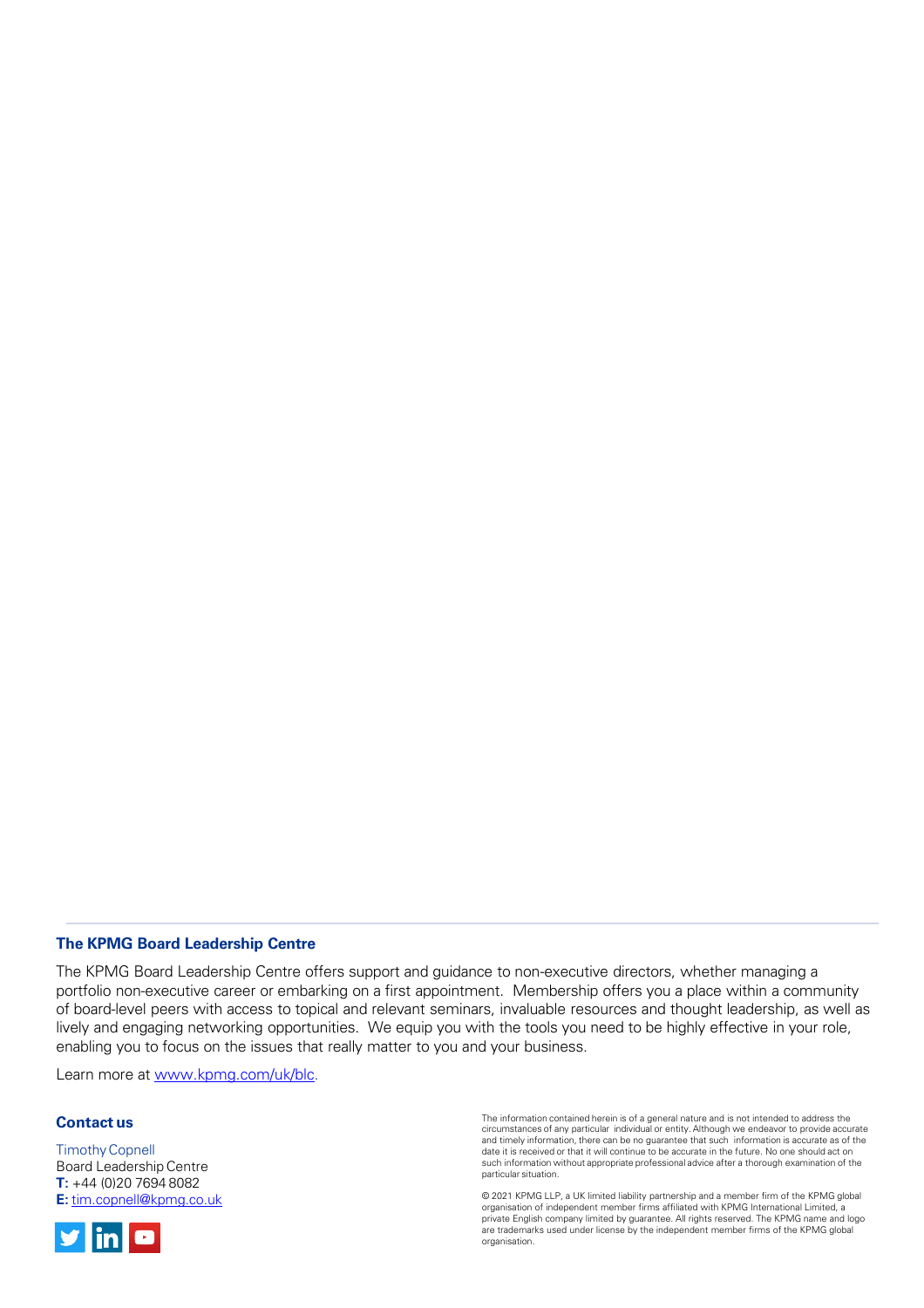## The KPMG Board Leadership Centre

The KPMG Board Leadership Centre offers support and guidance to non-executive directors, whether managing a portfolio non-executive career or embarking on a first appointment. Membership offers you a place within a community of board-level peers with access to topical and relevant seminars, invaluable resources and thought leadership, as well as lively and engaging networking opportunities. We equip you with the tools you need to be highly effective in your role, enabling you to focus on the issues that really matter to you and your business.

Learn more at [www.kpmg.com/uk/blc](www.kpmg.com/uk/blc).

## Contact us

Timothy Copnell
Board Leadership Centre
**T:** +44 (0)20 7694 8082
**E:** [tim.copnell@kpmg.co.uk](mailto:tim.copnell@kpmg.co.uk)

The information contained herein is of a general nature and is not intended to address the circumstances of any particular individual or entity. Although we endeavor to provide accurate and timely information, there can be no guarantee that such information is accurate as of the date it is received or that it will continue to be accurate in the future. No one should act on such information without appropriate professional advice after a thorough examination of the particular situation.

© 2021 KPMG LLP, a UK limited liability partnership and a member firm of the KPMG global organisation of independent member firms affiliated with KPMG International Limited, a private English company limited by guarantee. All rights reserved. The KPMG name and logo are trademarks used under license by the independent member firms of the KPMG global organisation.